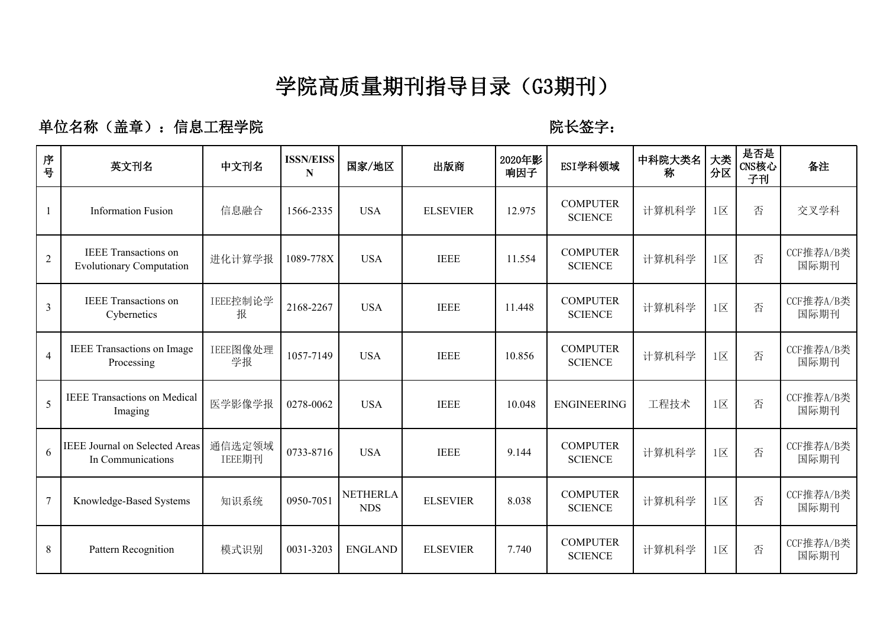# 学院高质量期刊指导目录（G3期刊）

**单位名称（盖章）：信息工程学院** **院长签字：**

| 序号 | 英文刊名 | 中文刊名 | ISSN/EISSN | 国家/地区 | 出版商 | 2020年影响因子 | ESI学科领域 | 中科院大类名称 | 大类分区 | 是否是CNS核心子刊 | 备注 |
|---|---|---|---|---|---|---|---|---|---|---|---|
| 1 | Information Fusion | 信息融合 | 1566-2335 | USA | ELSEVIER | 12.975 | COMPUTER SCIENCE | 计算机科学 | 1区 | 否 | 交叉学科 |
| 2 | IEEE Transactions on Evolutionary Computation | 进化计算学报 | 1089-778X | USA | IEEE | 11.554 | COMPUTER SCIENCE | 计算机科学 | 1区 | 否 | CCF推荐A/B类国际期刊 |
| 3 | IEEE Transactions on Cybernetics | IEEE控制论学报 | 2168-2267 | USA | IEEE | 11.448 | COMPUTER SCIENCE | 计算机科学 | 1区 | 否 | CCF推荐A/B类国际期刊 |
| 4 | IEEE Transactions on Image Processing | IEEE图像处理学报 | 1057-7149 | USA | IEEE | 10.856 | COMPUTER SCIENCE | 计算机科学 | 1区 | 否 | CCF推荐A/B类国际期刊 |
| 5 | IEEE Transactions on Medical Imaging | 医学影像学报 | 0278-0062 | USA | IEEE | 10.048 | ENGINEERING | 工程技术 | 1区 | 否 | CCF推荐A/B类国际期刊 |
| 6 | IEEE Journal on Selected Areas In Communications | 通信选定领域IEEE期刊 | 0733-8716 | USA | IEEE | 9.144 | COMPUTER SCIENCE | 计算机科学 | 1区 | 否 | CCF推荐A/B类国际期刊 |
| 7 | Knowledge-Based Systems | 知识系统 | 0950-7051 | NETHERLANDS | ELSEVIER | 8.038 | COMPUTER SCIENCE | 计算机科学 | 1区 | 否 | CCF推荐A/B类国际期刊 |
| 8 | Pattern Recognition | 模式识别 | 0031-3203 | ENGLAND | ELSEVIER | 7.740 | COMPUTER SCIENCE | 计算机科学 | 1区 | 否 | CCF推荐A/B类国际期刊 |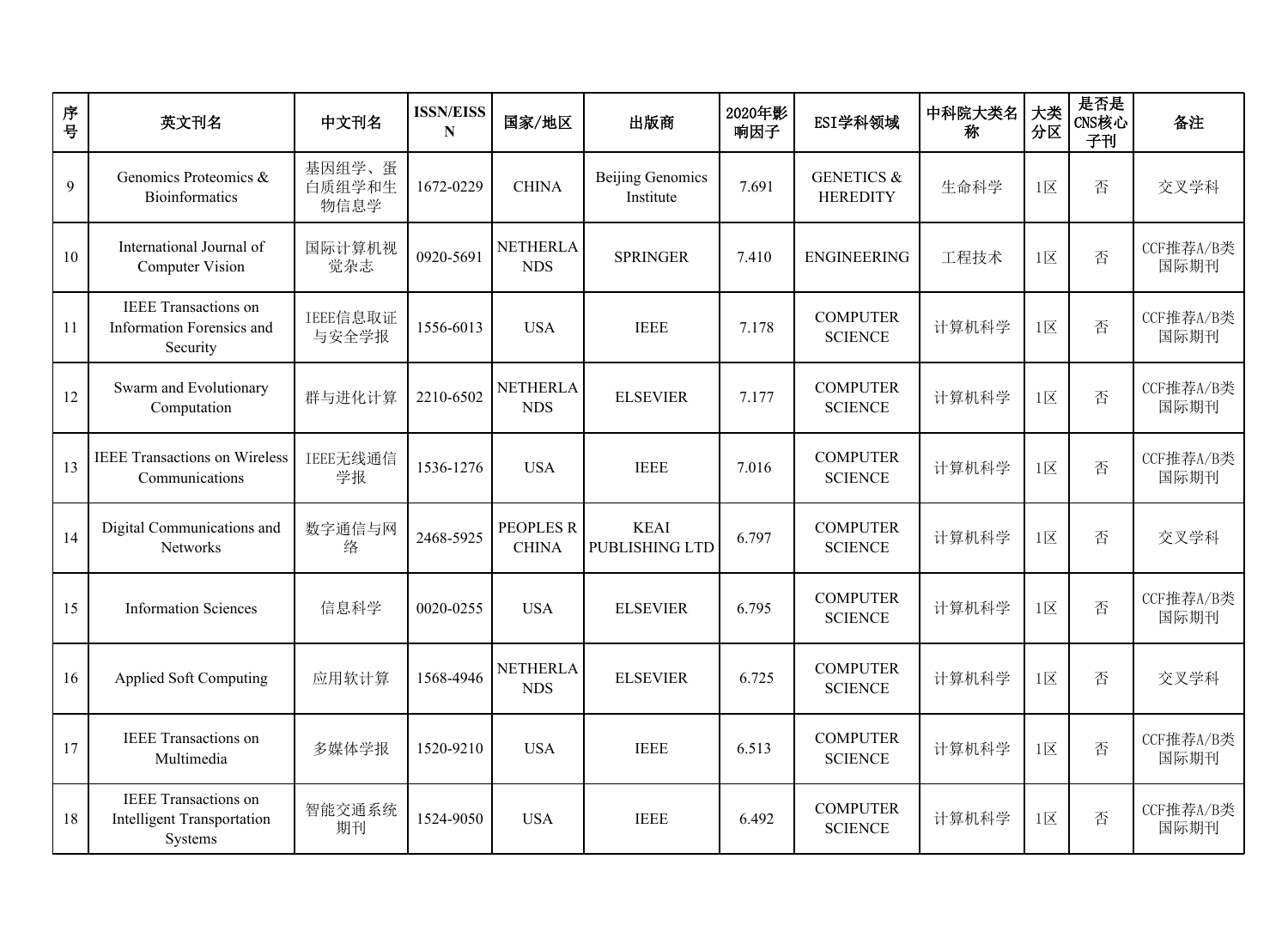| 序号 | 英文刊名 | 中文刊名 | ISSN/EISSN | 国家/地区 | 出版商 | 2020年影响因子 | ESI学科领域 | 中科院大类名称 | 大类分区 | 是否是CNS核心子刊 | 备注 |
|---|---|---|---|---|---|---|---|---|---|---|---|
| 9 | Genomics Proteomics & Bioinformatics | 基因组学、蛋白质组学和生物信息学 | 1672-0229 | CHINA | Beijing Genomics Institute | 7.691 | GENETICS & HEREDITY | 生命科学 | 1区 | 否 | 交叉学科 |
| 10 | International Journal of Computer Vision | 国际计算机视觉杂志 | 0920-5691 | NETHERLANDS | SPRINGER | 7.410 | ENGINEERING | 工程技术 | 1区 | 否 | CCF推荐A/B类国际期刊 |
| 11 | IEEE Transactions on Information Forensics and Security | IEEE信息取证与安全学报 | 1556-6013 | USA | IEEE | 7.178 | COMPUTER SCIENCE | 计算机科学 | 1区 | 否 | CCF推荐A/B类国际期刊 |
| 12 | Swarm and Evolutionary Computation | 群与进化计算 | 2210-6502 | NETHERLANDS | ELSEVIER | 7.177 | COMPUTER SCIENCE | 计算机科学 | 1区 | 否 | CCF推荐A/B类国际期刊 |
| 13 | IEEE Transactions on Wireless Communications | IEEE无线通信学报 | 1536-1276 | USA | IEEE | 7.016 | COMPUTER SCIENCE | 计算机科学 | 1区 | 否 | CCF推荐A/B类国际期刊 |
| 14 | Digital Communications and Networks | 数字通信与网络 | 2468-5925 | PEOPLES R CHINA | KEAI PUBLISHING LTD | 6.797 | COMPUTER SCIENCE | 计算机科学 | 1区 | 否 | 交叉学科 |
| 15 | Information Sciences | 信息科学 | 0020-0255 | USA | ELSEVIER | 6.795 | COMPUTER SCIENCE | 计算机科学 | 1区 | 否 | CCF推荐A/B类国际期刊 |
| 16 | Applied Soft Computing | 应用软计算 | 1568-4946 | NETHERLANDS | ELSEVIER | 6.725 | COMPUTER SCIENCE | 计算机科学 | 1区 | 否 | 交叉学科 |
| 17 | IEEE Transactions on Multimedia | 多媒体学报 | 1520-9210 | USA | IEEE | 6.513 | COMPUTER SCIENCE | 计算机科学 | 1区 | 否 | CCF推荐A/B类国际期刊 |
| 18 | IEEE Transactions on Intelligent Transportation Systems | 智能交通系统期刊 | 1524-9050 | USA | IEEE | 6.492 | COMPUTER SCIENCE | 计算机科学 | 1区 | 否 | CCF推荐A/B类国际期刊 |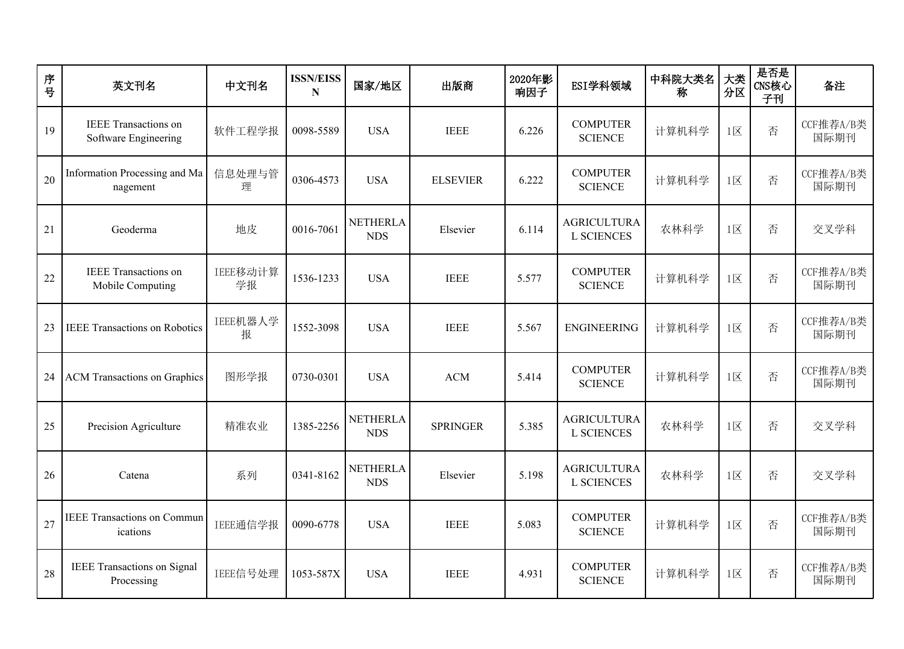| 序号 | 英文刊名 | 中文刊名 | ISSN/EISSN | 国家/地区 | 出版商 | 2020年影响因子 | ESI学科领域 | 中科院大类名称 | 大类分区 | 是否是CNS核心子刊 | 备注 |
|---|---|---|---|---|---|---|---|---|---|---|---|
| 19 | IEEE Transactions on Software Engineering | 软件工程学报 | 0098-5589 | USA | IEEE | 6.226 | COMPUTER SCIENCE | 计算机科学 | 1区 | 否 | CCF推荐A/B类国际期刊 |
| 20 | Information Processing and Management | 信息处理与管理 | 0306-4573 | USA | ELSEVIER | 6.222 | COMPUTER SCIENCE | 计算机科学 | 1区 | 否 | CCF推荐A/B类国际期刊 |
| 21 | Geoderma | 地皮 | 0016-7061 | NETHERLANDS | Elsevier | 6.114 | AGRICULTURAL SCIENCES | 农林科学 | 1区 | 否 | 交叉学科 |
| 22 | IEEE Transactions on Mobile Computing | IEEE移动计算学报 | 1536-1233 | USA | IEEE | 5.577 | COMPUTER SCIENCE | 计算机科学 | 1区 | 否 | CCF推荐A/B类国际期刊 |
| 23 | IEEE Transactions on Robotics | IEEE机器人学报 | 1552-3098 | USA | IEEE | 5.567 | ENGINEERING | 计算机科学 | 1区 | 否 | CCF推荐A/B类国际期刊 |
| 24 | ACM Transactions on Graphics | 图形学报 | 0730-0301 | USA | ACM | 5.414 | COMPUTER SCIENCE | 计算机科学 | 1区 | 否 | CCF推荐A/B类国际期刊 |
| 25 | Precision Agriculture | 精准农业 | 1385-2256 | NETHERLANDS | SPRINGER | 5.385 | AGRICULTURAL SCIENCES | 农林科学 | 1区 | 否 | 交叉学科 |
| 26 | Catena | 系列 | 0341-8162 | NETHERLANDS | Elsevier | 5.198 | AGRICULTURAL SCIENCES | 农林科学 | 1区 | 否 | 交叉学科 |
| 27 | IEEE Transactions on Communications | IEEE通信学报 | 0090-6778 | USA | IEEE | 5.083 | COMPUTER SCIENCE | 计算机科学 | 1区 | 否 | CCF推荐A/B类国际期刊 |
| 28 | IEEE Transactions on Signal Processing | IEEE信号处理 | 1053-587X | USA | IEEE | 4.931 | COMPUTER SCIENCE | 计算机科学 | 1区 | 否 | CCF推荐A/B类国际期刊 |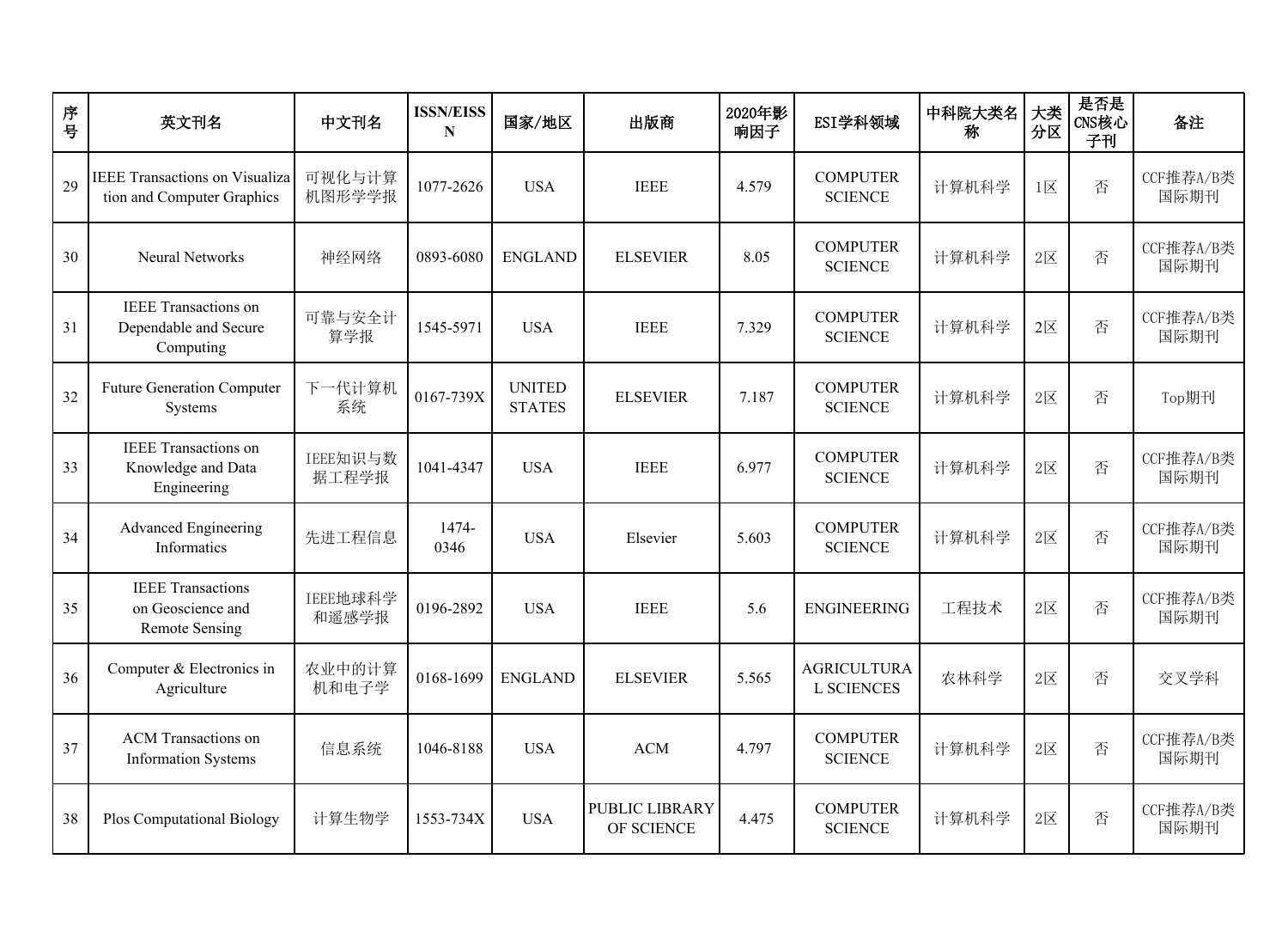| 序号 | 英文刊名 | 中文刊名 | ISSN/EISSN | 国家/地区 | 出版商 | 2020年影响因子 | ESI学科领域 | 中科院大类名称 | 大类分区 | 是否是CNS核心子刊 | 备注 |
|---|---|---|---|---|---|---|---|---|---|---|---|
| 29 | IEEE Transactions on Visualization and Computer Graphics | 可视化与计算机图形学学报 | 1077-2626 | USA | IEEE | 4.579 | COMPUTER SCIENCE | 计算机科学 | 1区 | 否 | CCF推荐A/B类国际期刊 |
| 30 | Neural Networks | 神经网络 | 0893-6080 | ENGLAND | ELSEVIER | 8.05 | COMPUTER SCIENCE | 计算机科学 | 2区 | 否 | CCF推荐A/B类国际期刊 |
| 31 | IEEE Transactions on Dependable and Secure Computing | 可靠与安全计算学报 | 1545-5971 | USA | IEEE | 7.329 | COMPUTER SCIENCE | 计算机科学 | 2区 | 否 | CCF推荐A/B类国际期刊 |
| 32 | Future Generation Computer Systems | 下一代计算机系统 | 0167-739X | UNITED STATES | ELSEVIER | 7.187 | COMPUTER SCIENCE | 计算机科学 | 2区 | 否 | Top期刊 |
| 33 | IEEE Transactions on Knowledge and Data Engineering | IEEE知识与数据工程学报 | 1041-4347 | USA | IEEE | 6.977 | COMPUTER SCIENCE | 计算机科学 | 2区 | 否 | CCF推荐A/B类国际期刊 |
| 34 | Advanced Engineering Informatics | 先进工程信息 | 1474-0346 | USA | Elsevier | 5.603 | COMPUTER SCIENCE | 计算机科学 | 2区 | 否 | CCF推荐A/B类国际期刊 |
| 35 | IEEE Transactions on Geoscience and Remote Sensing | IEEE地球科学和遥感学报 | 0196-2892 | USA | IEEE | 5.6 | ENGINEERING | 工程技术 | 2区 | 否 | CCF推荐A/B类国际期刊 |
| 36 | Computer & Electronics in Agriculture | 农业中的计算机和电子学 | 0168-1699 | ENGLAND | ELSEVIER | 5.565 | AGRICULTURAL SCIENCES | 农林科学 | 2区 | 否 | 交叉学科 |
| 37 | ACM Transactions on Information Systems | 信息系统 | 1046-8188 | USA | ACM | 4.797 | COMPUTER SCIENCE | 计算机科学 | 2区 | 否 | CCF推荐A/B类国际期刊 |
| 38 | Plos Computational Biology | 计算生物学 | 1553-734X | USA | PUBLIC LIBRARY OF SCIENCE | 4.475 | COMPUTER SCIENCE | 计算机科学 | 2区 | 否 | CCF推荐A/B类国际期刊 |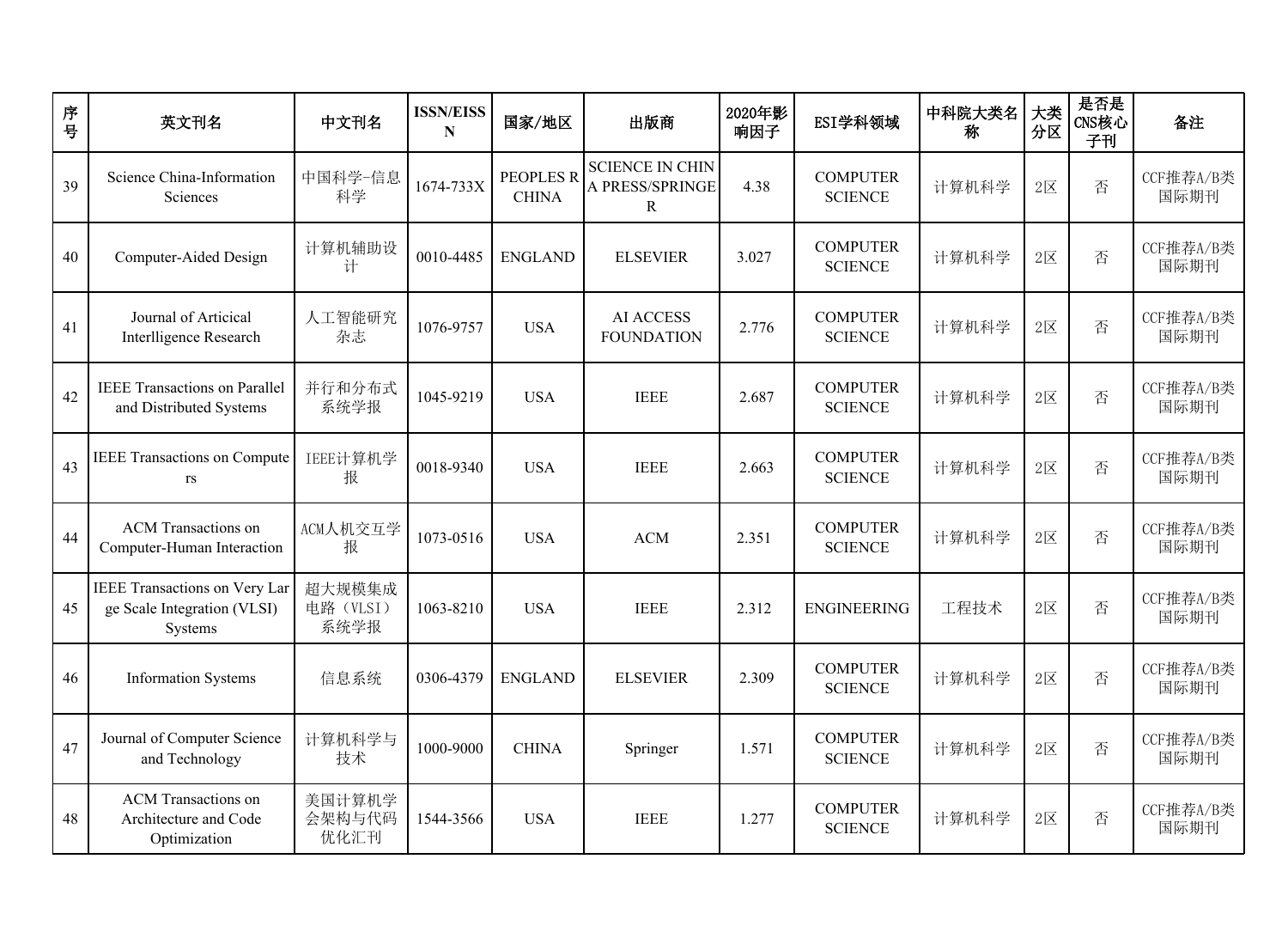| 序号 | 英文刊名 | 中文刊名 | ISSN/EISSN | 国家/地区 | 出版商 | 2020年影响因子 | ESI学科领域 | 中科院大类名称 | 大类分区 | 是否是CNS核心子刊 | 备注 |
|---|---|---|---|---|---|---|---|---|---|---|---|
| 39 | Science China-Information Sciences | 中国科学-信息科学 | 1674-733X | PEOPLES R CHINA | SCIENCE IN CHINA PRESS/SPRINGER | 4.38 | COMPUTER SCIENCE | 计算机科学 | 2区 | 否 | CCF推荐A/B类国际期刊 |
| 40 | Computer-Aided Design | 计算机辅助设计 | 0010-4485 | ENGLAND | ELSEVIER | 3.027 | COMPUTER SCIENCE | 计算机科学 | 2区 | 否 | CCF推荐A/B类国际期刊 |
| 41 | Journal of Articical Interlligence Research | 人工智能研究杂志 | 1076-9757 | USA | AI ACCESS FOUNDATION | 2.776 | COMPUTER SCIENCE | 计算机科学 | 2区 | 否 | CCF推荐A/B类国际期刊 |
| 42 | IEEE Transactions on Parallel and Distributed Systems | 并行和分布式系统学报 | 1045-9219 | USA | IEEE | 2.687 | COMPUTER SCIENCE | 计算机科学 | 2区 | 否 | CCF推荐A/B类国际期刊 |
| 43 | IEEE Transactions on Computers | IEEE计算机学报 | 0018-9340 | USA | IEEE | 2.663 | COMPUTER SCIENCE | 计算机科学 | 2区 | 否 | CCF推荐A/B类国际期刊 |
| 44 | ACM Transactions on Computer-Human Interaction | ACM人机交互学报 | 1073-0516 | USA | ACM | 2.351 | COMPUTER SCIENCE | 计算机科学 | 2区 | 否 | CCF推荐A/B类国际期刊 |
| 45 | IEEE Transactions on Very Large Scale Integration (VLSI) Systems | 超大规模集成电路（VLSI）系统学报 | 1063-8210 | USA | IEEE | 2.312 | ENGINEERING | 工程技术 | 2区 | 否 | CCF推荐A/B类国际期刊 |
| 46 | Information Systems | 信息系统 | 0306-4379 | ENGLAND | ELSEVIER | 2.309 | COMPUTER SCIENCE | 计算机科学 | 2区 | 否 | CCF推荐A/B类国际期刊 |
| 47 | Journal of Computer Science and Technology | 计算机科学与技术 | 1000-9000 | CHINA | Springer | 1.571 | COMPUTER SCIENCE | 计算机科学 | 2区 | 否 | CCF推荐A/B类国际期刊 |
| 48 | ACM Transactions on Architecture and Code Optimization | 美国计算机学会架构与代码优化汇刊 | 1544-3566 | USA | IEEE | 1.277 | COMPUTER SCIENCE | 计算机科学 | 2区 | 否 | CCF推荐A/B类国际期刊 |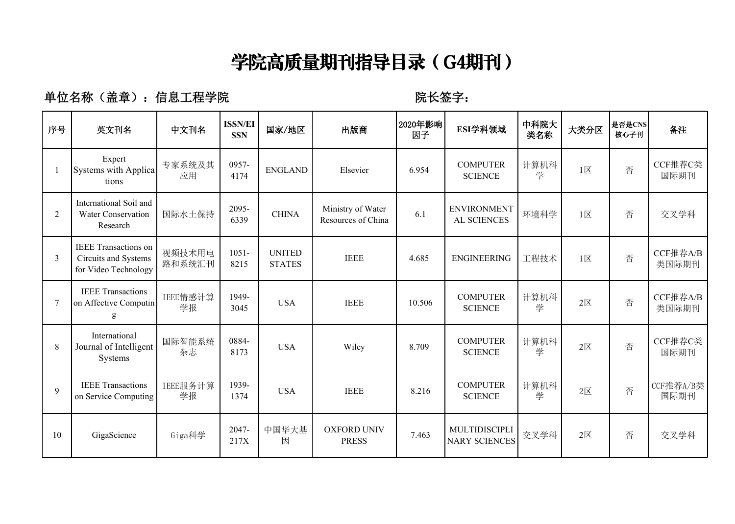# 学院高质量期刊指导目录（G4期刊）

**单位名称（盖章）：信息工程学院**　　　　　　　　　　　　　　　　**院长签字：**

| 序号 | 英文刊名 | 中文刊名 | ISSN/EISSN | 国家/地区 | 出版商 | 2020年影响因子 | ESI学科领域 | 中科院大类名称 | 大类分区 | 是否是CNS核心子刊 | 备注 |
|---|---|---|---|---|---|---|---|---|---|---|---|
| 1 | Expert Systems with Applications | 专家系统及其应用 | 0957-4174 | ENGLAND | Elsevier | 6.954 | COMPUTER SCIENCE | 计算机科学 | 1区 | 否 | CCF推荐C类国际期刊 |
| 2 | International Soil and Water Conservation Research | 国际水土保持 | 2095-6339 | CHINA | Ministry of Water Resources of China | 6.1 | ENVIRONMENTAL SCIENCES | 环境科学 | 1区 | 否 | 交叉学科 |
| 3 | IEEE Transactions on Circuits and Systems for Video Technology | 视频技术用电路和系统汇刊 | 1051-8215 | UNITED STATES | IEEE | 4.685 | ENGINEERING | 工程技术 | 1区 | 否 | CCF推荐A/B类国际期刊 |
| 7 | IEEE Transactions on Affective Computing | IEEE情感计算学报 | 1949-3045 | USA | IEEE | 10.506 | COMPUTER SCIENCE | 计算机科学 | 2区 | 否 | CCF推荐A/B类国际期刊 |
| 8 | International Journal of Intelligent Systems | 国际智能系统杂志 | 0884-8173 | USA | Wiley | 8.709 | COMPUTER SCIENCE | 计算机科学 | 2区 | 否 | CCF推荐C类国际期刊 |
| 9 | IEEE Transactions on Service Computing | IEEE服务计算学报 | 1939-1374 | USA | IEEE | 8.216 | COMPUTER SCIENCE | 计算机科学 | 2区 | 否 | CCF推荐A/B类国际期刊 |
| 10 | GigaScience | Giga科学 | 2047-217X | 中国华大基因 | OXFORD UNIV PRESS | 7.463 | MULTIDISCIPLINARY SCIENCES | 交叉学科 | 2区 | 否 | 交叉学科 |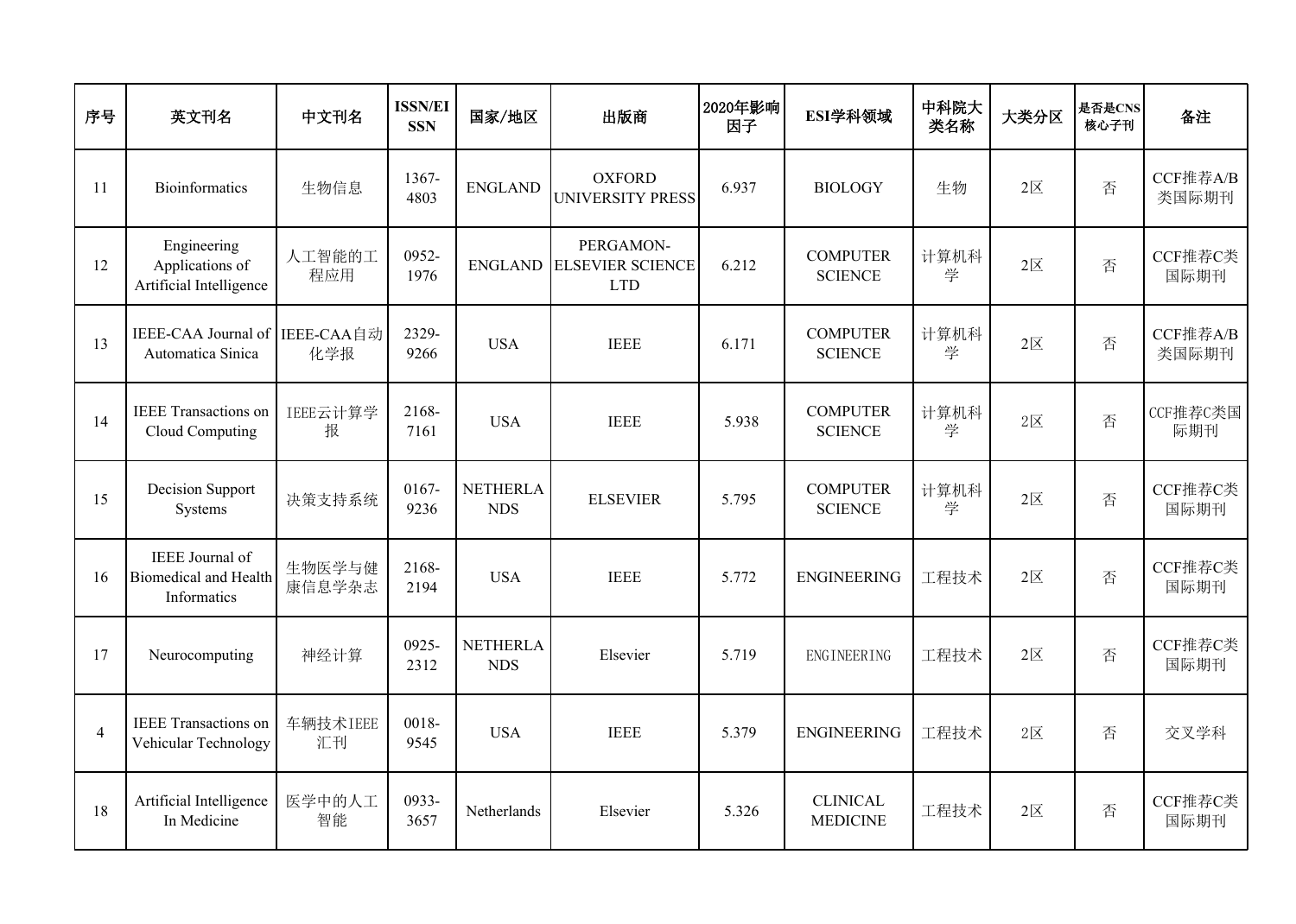| 序号 | 英文刊名 | 中文刊名 | ISSN/EISSN | 国家/地区 | 出版商 | 2020年影响因子 | ESI学科领域 | 中科院大类名称 | 大类分区 | 是否是CNS核心子刊 | 备注 |
|---|---|---|---|---|---|---|---|---|---|---|---|
| 11 | Bioinformatics | 生物信息 | 1367-4803 | ENGLAND | OXFORD UNIVERSITY PRESS | 6.937 | BIOLOGY | 生物 | 2区 | 否 | CCF推荐A/B类国际期刊 |
| 12 | Engineering Applications of Artificial Intelligence | 人工智能的工程应用 | 0952-1976 | ENGLAND | PERGAMON-ELSEVIER SCIENCE LTD | 6.212 | COMPUTER SCIENCE | 计算机科学 | 2区 | 否 | CCF推荐C类国际期刊 |
| 13 | IEEE-CAA Journal of Automatica Sinica | IEEE-CAA自动化学报 | 2329-9266 | USA | IEEE | 6.171 | COMPUTER SCIENCE | 计算机科学 | 2区 | 否 | CCF推荐A/B类国际期刊 |
| 14 | IEEE Transactions on Cloud Computing | IEEE云计算学报 | 2168-7161 | USA | IEEE | 5.938 | COMPUTER SCIENCE | 计算机科学 | 2区 | 否 | CCF推荐C类国际期刊 |
| 15 | Decision Support Systems | 决策支持系统 | 0167-9236 | NETHERLANDS | ELSEVIER | 5.795 | COMPUTER SCIENCE | 计算机科学 | 2区 | 否 | CCF推荐C类国际期刊 |
| 16 | IEEE Journal of Biomedical and Health Informatics | 生物医学与健康信息学杂志 | 2168-2194 | USA | IEEE | 5.772 | ENGINEERING | 工程技术 | 2区 | 否 | CCF推荐C类国际期刊 |
| 17 | Neurocomputing | 神经计算 | 0925-2312 | NETHERLANDS | Elsevier | 5.719 | ENGINEERING | 工程技术 | 2区 | 否 | CCF推荐C类国际期刊 |
| 4 | IEEE Transactions on Vehicular Technology | 车辆技术IEEE汇刊 | 0018-9545 | USA | IEEE | 5.379 | ENGINEERING | 工程技术 | 2区 | 否 | 交叉学科 |
| 18 | Artificial Intelligence In Medicine | 医学中的人工智能 | 0933-3657 | Netherlands | Elsevier | 5.326 | CLINICAL MEDICINE | 工程技术 | 2区 | 否 | CCF推荐C类国际期刊 |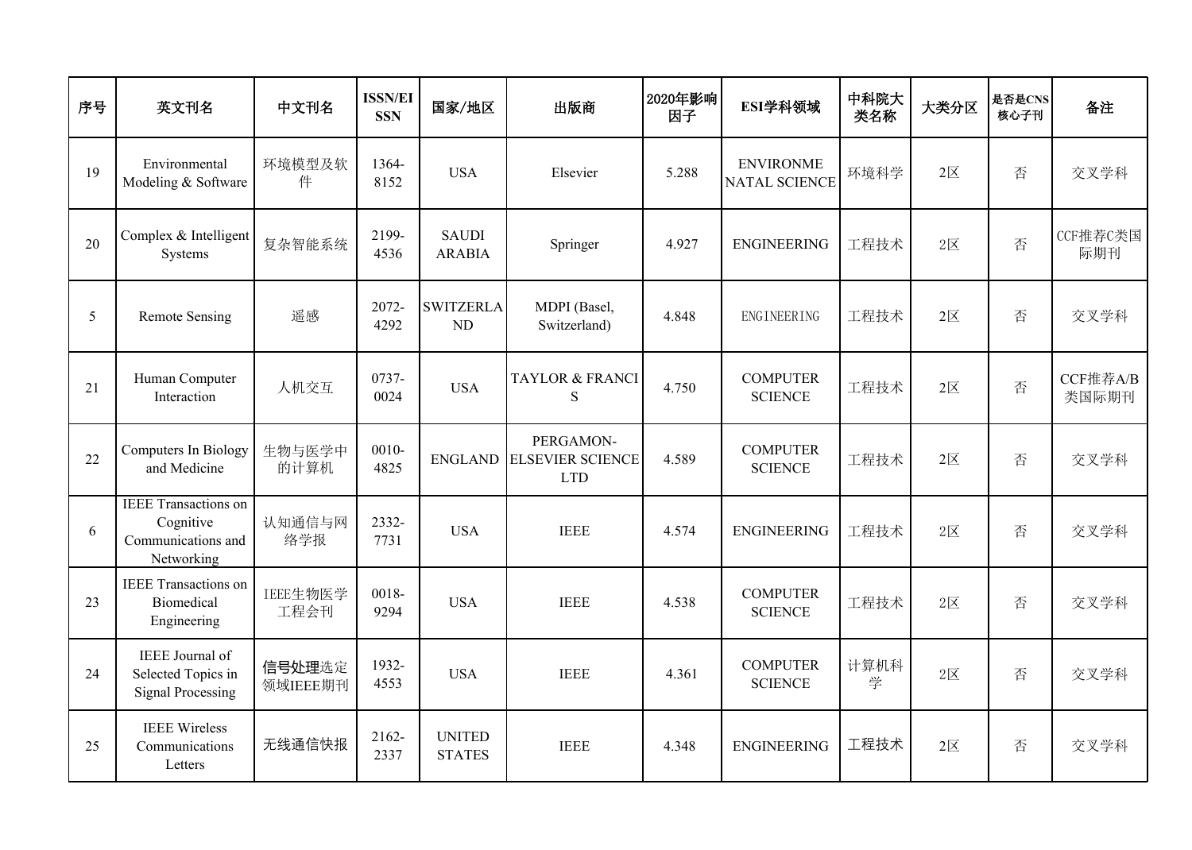| 序号 | 英文刊名 | 中文刊名 | ISSN/EISSN | 国家/地区 | 出版商 | 2020年影响因子 | ESI学科领域 | 中科院大类名称 | 大类分区 | 是否是CNS核心子刊 | 备注 |
|---|---|---|---|---|---|---|---|---|---|---|---|
| 19 | Environmental Modeling & Software | 环境模型及软件 | 1364-8152 | USA | Elsevier | 5.288 | ENVIRONMENATAL SCIENCE | 环境科学 | 2区 | 否 | 交叉学科 |
| 20 | Complex & Intelligent Systems | 复杂智能系统 | 2199-4536 | SAUDI ARABIA | Springer | 4.927 | ENGINEERING | 工程技术 | 2区 | 否 | CCF推荐C类国际期刊 |
| 5 | Remote Sensing | 遥感 | 2072-4292 | SWITZERLAND | MDPI (Basel, Switzerland) | 4.848 | ENGINEERING | 工程技术 | 2区 | 否 | 交叉学科 |
| 21 | Human Computer Interaction | 人机交互 | 0737-0024 | USA | TAYLOR & FRANCIS | 4.750 | COMPUTER SCIENCE | 工程技术 | 2区 | 否 | CCF推荐A/B类国际期刊 |
| 22 | Computers In Biology and Medicine | 生物与医学中的计算机 | 0010-4825 | ENGLAND | PERGAMON-ELSEVIER SCIENCE LTD | 4.589 | COMPUTER SCIENCE | 工程技术 | 2区 | 否 | 交叉学科 |
| 6 | IEEE Transactions on Cognitive Communications and Networking | 认知通信与网络学报 | 2332-7731 | USA | IEEE | 4.574 | ENGINEERING | 工程技术 | 2区 | 否 | 交叉学科 |
| 23 | IEEE Transactions on Biomedical Engineering | IEEE生物医学工程会刊 | 0018-9294 | USA | IEEE | 4.538 | COMPUTER SCIENCE | 工程技术 | 2区 | 否 | 交叉学科 |
| 24 | IEEE Journal of Selected Topics in Signal Processing | 信号处理选定领域IEEE期刊 | 1932-4553 | USA | IEEE | 4.361 | COMPUTER SCIENCE | 计算机科学 | 2区 | 否 | 交叉学科 |
| 25 | IEEE Wireless Communications Letters | 无线通信快报 | 2162-2337 | UNITED STATES | IEEE | 4.348 | ENGINEERING | 工程技术 | 2区 | 否 | 交叉学科 |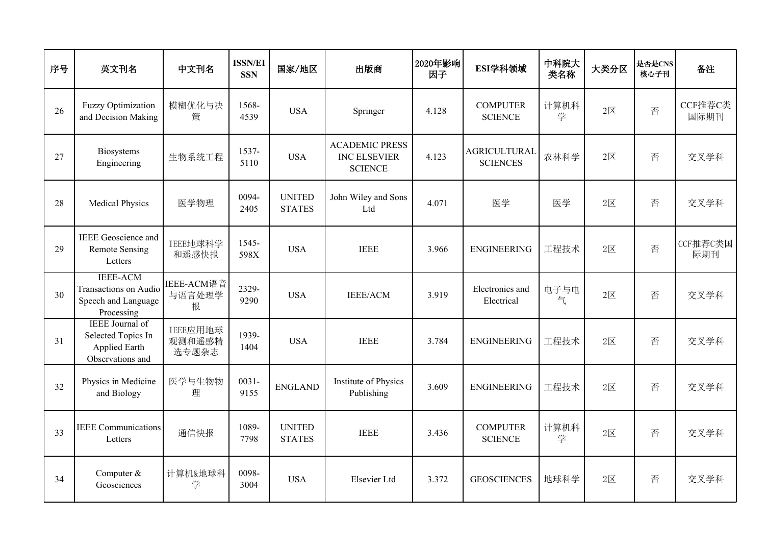| 序号 | 英文刊名 | 中文刊名 | ISSN/EISSN | 国家/地区 | 出版商 | 2020年影响因子 | ESI学科领域 | 中科院大类名称 | 大类分区 | 是否是CNS核心子刊 | 备注 |
|---|---|---|---|---|---|---|---|---|---|---|---|
| 26 | Fuzzy Optimization and Decision Making | 模糊优化与决策 | 1568-4539 | USA | Springer | 4.128 | COMPUTER SCIENCE | 计算机科学 | 2区 | 否 | CCF推荐C类国际期刊 |
| 27 | Biosystems Engineering | 生物系统工程 | 1537-5110 | USA | ACADEMIC PRESS INC ELSEVIER SCIENCE | 4.123 | AGRICULTURAL SCIENCES | 农林科学 | 2区 | 否 | 交叉学科 |
| 28 | Medical Physics | 医学物理 | 0094-2405 | UNITED STATES | John Wiley and Sons Ltd | 4.071 | 医学 | 医学 | 2区 | 否 | 交叉学科 |
| 29 | IEEE Geoscience and Remote Sensing Letters | IEEE地球科学和遥感快报 | 1545-598X | USA | IEEE | 3.966 | ENGINEERING | 工程技术 | 2区 | 否 | CCF推荐C类国际期刊 |
| 30 | IEEE-ACM Transactions on Audio Speech and Language Processing | IEEE-ACM语音与语言处理学报 | 2329-9290 | USA | IEEE/ACM | 3.919 | Electronics and Electrical | 电子与电气 | 2区 | 否 | 交叉学科 |
| 31 | IEEE Journal of Selected Topics In Applied Earth Observations and | IEEE应用地球观测和遥感精选专题杂志 | 1939-1404 | USA | IEEE | 3.784 | ENGINEERING | 工程技术 | 2区 | 否 | 交叉学科 |
| 32 | Physics in Medicine and Biology | 医学与生物物理 | 0031-9155 | ENGLAND | Institute of Physics Publishing | 3.609 | ENGINEERING | 工程技术 | 2区 | 否 | 交叉学科 |
| 33 | IEEE Communications Letters | 通信快报 | 1089-7798 | UNITED STATES | IEEE | 3.436 | COMPUTER SCIENCE | 计算机科学 | 2区 | 否 | 交叉学科 |
| 34 | Computer & Geosciences | 计算机&地球科学 | 0098-3004 | USA | Elsevier Ltd | 3.372 | GEOSCIENCES | 地球科学 | 2区 | 否 | 交叉学科 |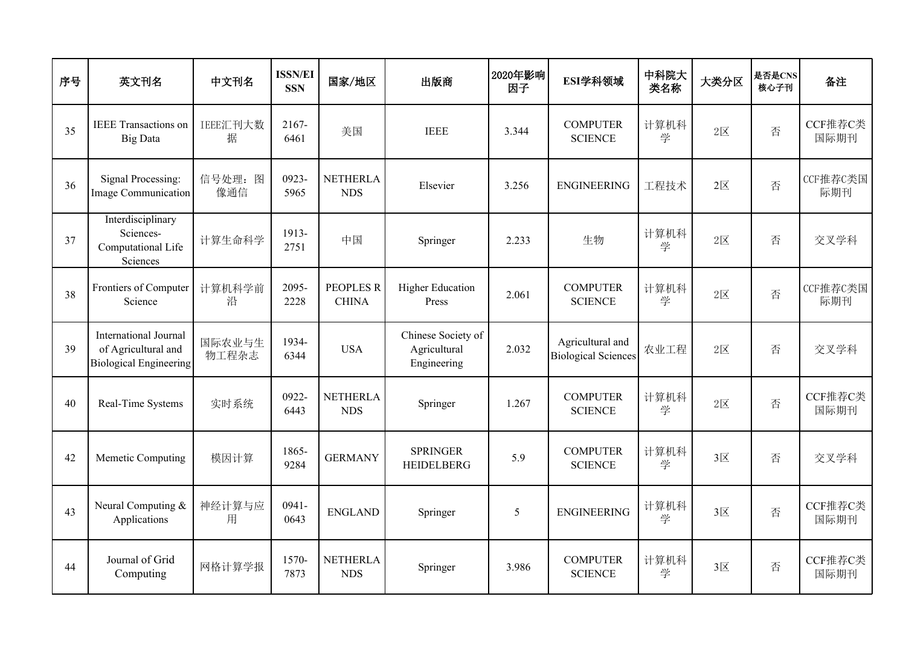| 序号 | 英文刊名 | 中文刊名 | ISSN/EISSN | 国家/地区 | 出版商 | 2020年影响因子 | ESI学科领域 | 中科院大类名称 | 大类分区 | 是否是CNS核心子刊 | 备注 |
|---|---|---|---|---|---|---|---|---|---|---|---|
| 35 | IEEE Transactions on Big Data | IEEE汇刊大数据 | 2167-6461 | 美国 | IEEE | 3.344 | COMPUTER SCIENCE | 计算机科学 | 2区 | 否 | CCF推荐C类国际期刊 |
| 36 | Signal Processing: Image Communication | 信号处理：图像通信 | 0923-5965 | NETHERLANDS | Elsevier | 3.256 | ENGINEERING | 工程技术 | 2区 | 否 | CCF推荐C类国际期刊 |
| 37 | Interdisciplinary Sciences-Computational Life Sciences | 计算生命科学 | 1913-2751 | 中国 | Springer | 2.233 | 生物 | 计算机科学 | 2区 | 否 | 交叉学科 |
| 38 | Frontiers of Computer Science | 计算机科学前沿 | 2095-2228 | PEOPLES R CHINA | Higher Education Press | 2.061 | COMPUTER SCIENCE | 计算机科学 | 2区 | 否 | CCF推荐C类国际期刊 |
| 39 | International Journal of Agricultural and Biological Engineering | 国际农业与生物工程杂志 | 1934-6344 | USA | Chinese Society of Agricultural Engineering | 2.032 | Agricultural and Biological Sciences | 农业工程 | 2区 | 否 | 交叉学科 |
| 40 | Real-Time Systems | 实时系统 | 0922-6443 | NETHERLANDS | Springer | 1.267 | COMPUTER SCIENCE | 计算机科学 | 2区 | 否 | CCF推荐C类国际期刊 |
| 42 | Memetic Computing | 模因计算 | 1865-9284 | GERMANY | SPRINGER HEIDELBERG | 5.9 | COMPUTER SCIENCE | 计算机科学 | 3区 | 否 | 交叉学科 |
| 43 | Neural Computing & Applications | 神经计算与应用 | 0941-0643 | ENGLAND | Springer | 5 | ENGINEERING | 计算机科学 | 3区 | 否 | CCF推荐C类国际期刊 |
| 44 | Journal of Grid Computing | 网格计算学报 | 1570-7873 | NETHERLANDS | Springer | 3.986 | COMPUTER SCIENCE | 计算机科学 | 3区 | 否 | CCF推荐C类国际期刊 |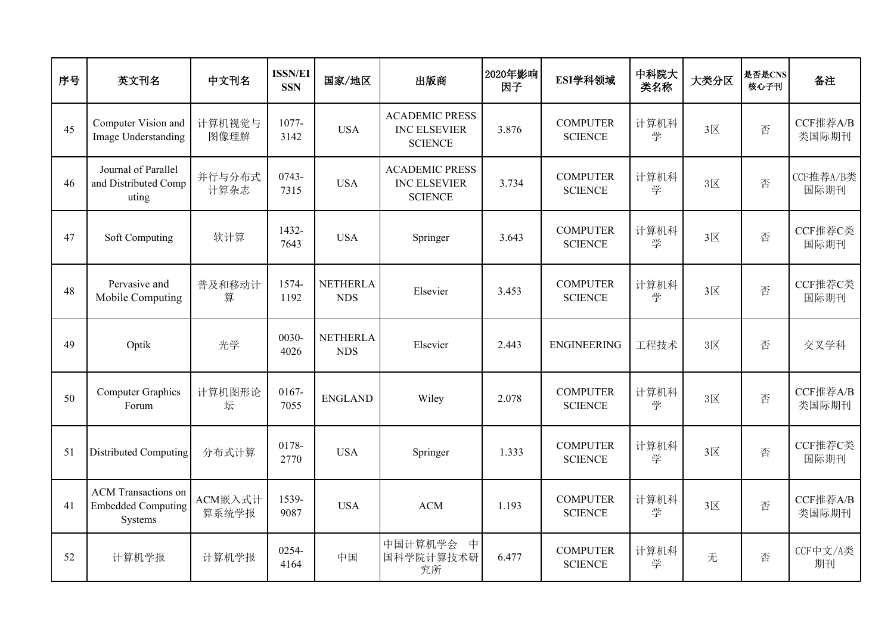| 序号 | 英文刊名 | 中文刊名 | ISSN/EISSN | 国家/地区 | 出版商 | 2020年影响因子 | ESI学科领域 | 中科院大类名称 | 大类分区 | 是否是CNS核心子刊 | 备注 |
|---|---|---|---|---|---|---|---|---|---|---|---|
| 45 | Computer Vision and Image Understanding | 计算机视觉与图像理解 | 1077-3142 | USA | ACADEMIC PRESS INC ELSEVIER SCIENCE | 3.876 | COMPUTER SCIENCE | 计算机科学 | 3区 | 否 | CCF推荐A/B类国际期刊 |
| 46 | Journal of Parallel and Distributed Computing | 并行与分布式计算杂志 | 0743-7315 | USA | ACADEMIC PRESS INC ELSEVIER SCIENCE | 3.734 | COMPUTER SCIENCE | 计算机科学 | 3区 | 否 | CCF推荐A/B类国际期刊 |
| 47 | Soft Computing | 软计算 | 1432-7643 | USA | Springer | 3.643 | COMPUTER SCIENCE | 计算机科学 | 3区 | 否 | CCF推荐C类国际期刊 |
| 48 | Pervasive and Mobile Computing | 普及和移动计算 | 1574-1192 | NETHERLANDS | Elsevier | 3.453 | COMPUTER SCIENCE | 计算机科学 | 3区 | 否 | CCF推荐C类国际期刊 |
| 49 | Optik | 光学 | 0030-4026 | NETHERLANDS | Elsevier | 2.443 | ENGINEERING | 工程技术 | 3区 | 否 | 交叉学科 |
| 50 | Computer Graphics Forum | 计算机图形论坛 | 0167-7055 | ENGLAND | Wiley | 2.078 | COMPUTER SCIENCE | 计算机科学 | 3区 | 否 | CCF推荐A/B类国际期刊 |
| 51 | Distributed Computing | 分布式计算 | 0178-2770 | USA | Springer | 1.333 | COMPUTER SCIENCE | 计算机科学 | 3区 | 否 | CCF推荐C类国际期刊 |
| 41 | ACM Transactions on Embedded Computing Systems | ACM嵌入式计算系统学报 | 1539-9087 | USA | ACM | 1.193 | COMPUTER SCIENCE | 计算机科学 | 3区 | 否 | CCF推荐A/B类国际期刊 |
| 52 | 计算机学报 | 计算机学报 | 0254-4164 | 中国 | 中国计算机学会　中国科学院计算技术研究所 | 6.477 | COMPUTER SCIENCE | 计算机科学 | 无 | 否 | CCF中文/A类期刊 |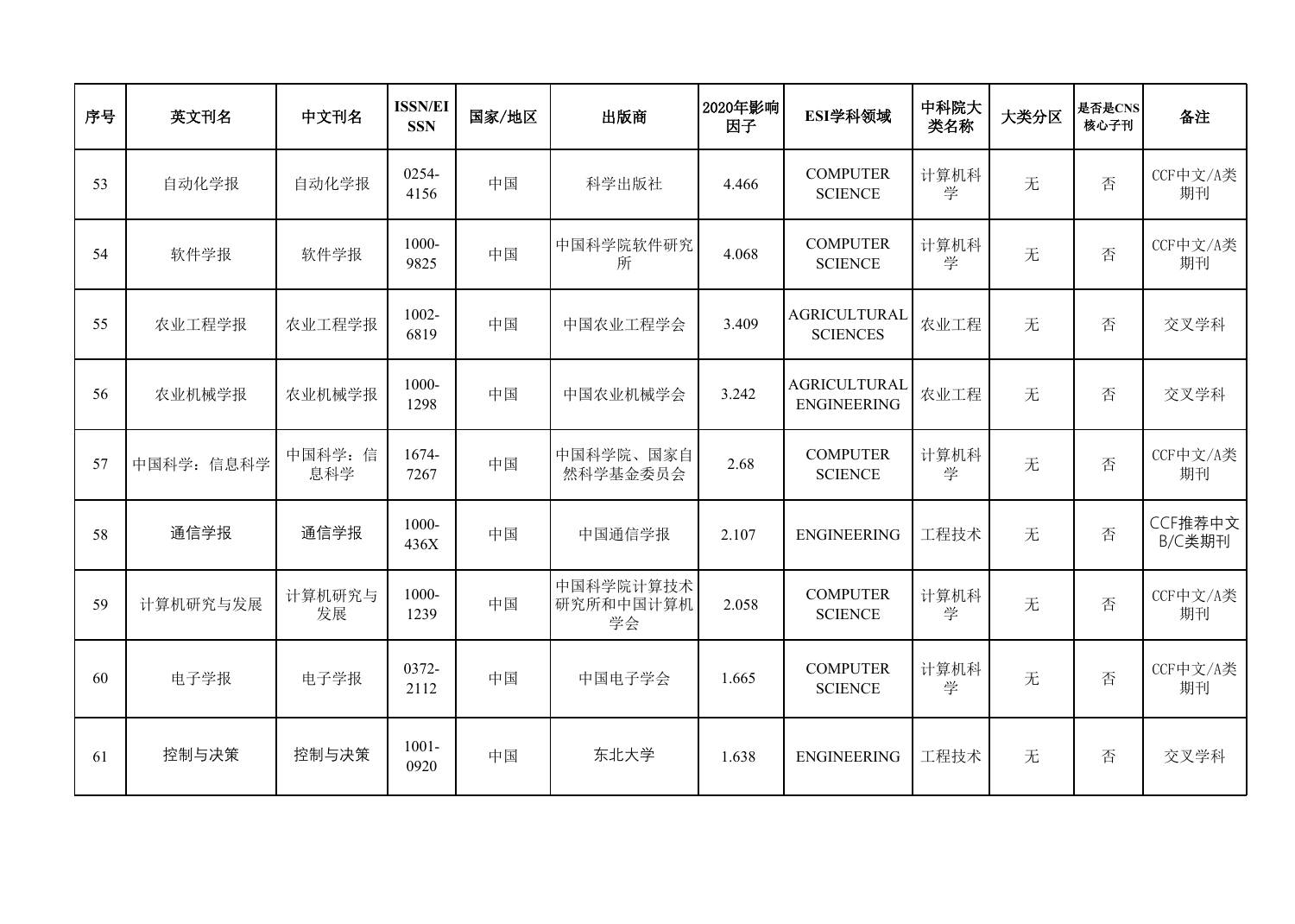| 序号 | 英文刊名 | 中文刊名 | ISSN/EISSN | 国家/地区 | 出版商 | 2020年影响因子 | ESI学科领域 | 中科院大类名称 | 大类分区 | 是否是CNS核心子刊 | 备注 |
|---|---|---|---|---|---|---|---|---|---|---|---|
| 53 | 自动化学报 | 自动化学报 | 0254-4156 | 中国 | 科学出版社 | 4.466 | COMPUTER SCIENCE | 计算机科学 | 无 | 否 | CCF中文/A类期刊 |
| 54 | 软件学报 | 软件学报 | 1000-9825 | 中国 | 中国科学院软件研究所 | 4.068 | COMPUTER SCIENCE | 计算机科学 | 无 | 否 | CCF中文/A类期刊 |
| 55 | 农业工程学报 | 农业工程学报 | 1002-6819 | 中国 | 中国农业工程学会 | 3.409 | AGRICULTURAL SCIENCES | 农业工程 | 无 | 否 | 交叉学科 |
| 56 | 农业机械学报 | 农业机械学报 | 1000-1298 | 中国 | 中国农业机械学会 | 3.242 | AGRICULTURAL ENGINEERING | 农业工程 | 无 | 否 | 交叉学科 |
| 57 | 中国科学：信息科学 | 中国科学：信息科学 | 1674-7267 | 中国 | 中国科学院、国家自然科学基金委员会 | 2.68 | COMPUTER SCIENCE | 计算机科学 | 无 | 否 | CCF中文/A类期刊 |
| 58 | 通信学报 | 通信学报 | 1000-436X | 中国 | 中国通信学报 | 2.107 | ENGINEERING | 工程技术 | 无 | 否 | CCF推荐中文B/C类期刊 |
| 59 | 计算机研究与发展 | 计算机研究与发展 | 1000-1239 | 中国 | 中国科学院计算技术研究所和中国计算机学会 | 2.058 | COMPUTER SCIENCE | 计算机科学 | 无 | 否 | CCF中文/A类期刊 |
| 60 | 电子学报 | 电子学报 | 0372-2112 | 中国 | 中国电子学会 | 1.665 | COMPUTER SCIENCE | 计算机科学 | 无 | 否 | CCF中文/A类期刊 |
| 61 | 控制与决策 | 控制与决策 | 1001-0920 | 中国 | 东北大学 | 1.638 | ENGINEERING | 工程技术 | 无 | 否 | 交叉学科 |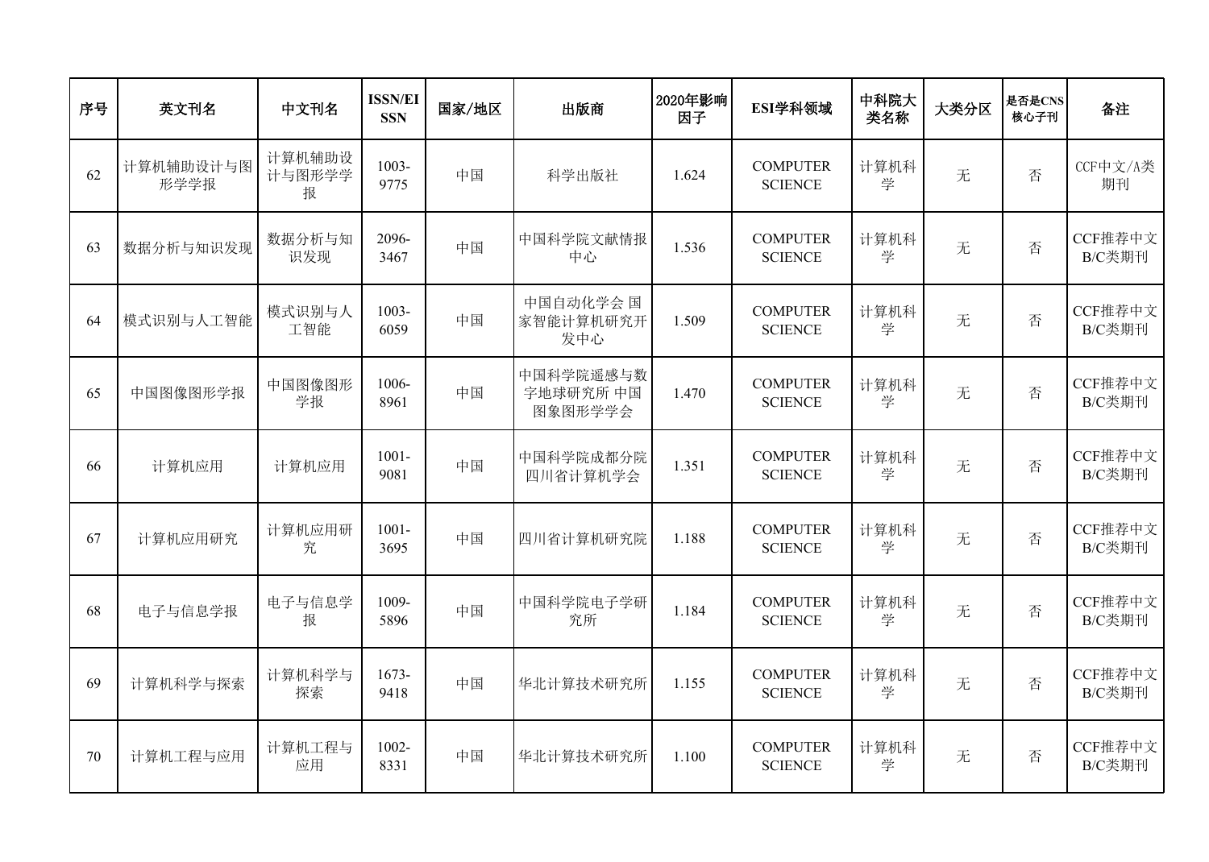| 序号 | 英文刊名 | 中文刊名 | ISSN/EISSN | 国家/地区 | 出版商 | 2020年影响因子 | ESI学科领域 | 中科院大类名称 | 大类分区 | 是否是CNS核心子刊 | 备注 |
| --- | --- | --- | --- | --- | --- | --- | --- | --- | --- | --- | --- |
| 62 | 计算机辅助设计与图形学学报 | 计算机辅助设计与图形学学报 | 1003-9775 | 中国 | 科学出版社 | 1.624 | COMPUTER SCIENCE | 计算机科学 | 无 | 否 | CCF中文/A类期刊 |
| 63 | 数据分析与知识发现 | 数据分析与知识发现 | 2096-3467 | 中国 | 中国科学院文献情报中心 | 1.536 | COMPUTER SCIENCE | 计算机科学 | 无 | 否 | CCF推荐中文B/C类期刊 |
| 64 | 模式识别与人工智能 | 模式识别与人工智能 | 1003-6059 | 中国 | 中国自动化学会 国家智能计算机研究开发中心 | 1.509 | COMPUTER SCIENCE | 计算机科学 | 无 | 否 | CCF推荐中文B/C类期刊 |
| 65 | 中国图像图形学报 | 中国图像图形学报 | 1006-8961 | 中国 | 中国科学院遥感与数字地球研究所 中国图象图形学学会 | 1.470 | COMPUTER SCIENCE | 计算机科学 | 无 | 否 | CCF推荐中文B/C类期刊 |
| 66 | 计算机应用 | 计算机应用 | 1001-9081 | 中国 | 中国科学院成都分院 四川省计算机学会 | 1.351 | COMPUTER SCIENCE | 计算机科学 | 无 | 否 | CCF推荐中文B/C类期刊 |
| 67 | 计算机应用研究 | 计算机应用研究 | 1001-3695 | 中国 | 四川省计算机研究院 | 1.188 | COMPUTER SCIENCE | 计算机科学 | 无 | 否 | CCF推荐中文B/C类期刊 |
| 68 | 电子与信息学报 | 电子与信息学报 | 1009-5896 | 中国 | 中国科学院电子学研究所 | 1.184 | COMPUTER SCIENCE | 计算机科学 | 无 | 否 | CCF推荐中文B/C类期刊 |
| 69 | 计算机科学与探索 | 计算机科学与探索 | 1673-9418 | 中国 | 华北计算技术研究所 | 1.155 | COMPUTER SCIENCE | 计算机科学 | 无 | 否 | CCF推荐中文B/C类期刊 |
| 70 | 计算机工程与应用 | 计算机工程与应用 | 1002-8331 | 中国 | 华北计算技术研究所 | 1.100 | COMPUTER SCIENCE | 计算机科学 | 无 | 否 | CCF推荐中文B/C类期刊 |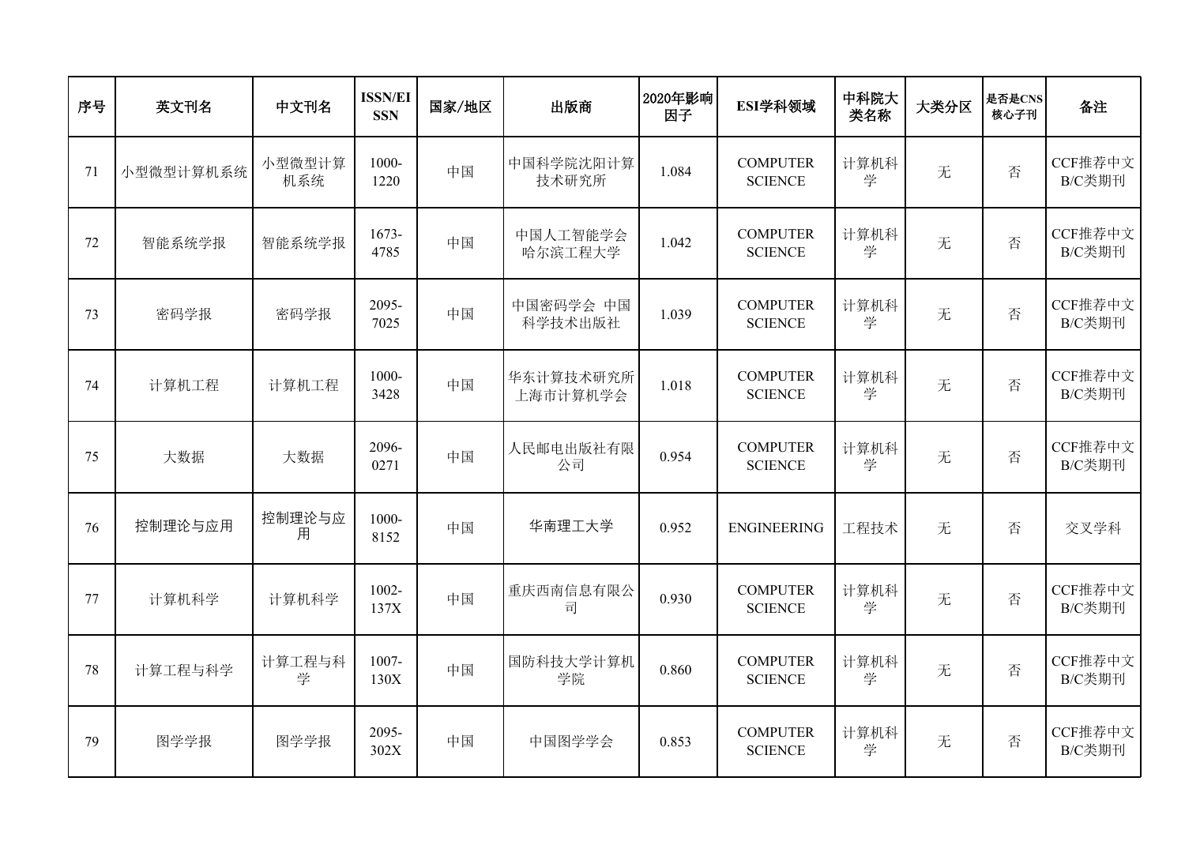| 序号 | 英文刊名 | 中文刊名 | ISSN/EISSN | 国家/地区 | 出版商 | 2020年影响因子 | ESI学科领域 | 中科院大类名称 | 大类分区 | 是否是CNS核心子刊 | 备注 |
|---|---|---|---|---|---|---|---|---|---|---|---|
| 71 | 小型微型计算机系统 | 小型微型计算机系统 | 1000-1220 | 中国 | 中国科学院沈阳计算技术研究所 | 1.084 | COMPUTER SCIENCE | 计算机科学 | 无 | 否 | CCF推荐中文B/C类期刊 |
| 72 | 智能系统学报 | 智能系统学报 | 1673-4785 | 中国 | 中国人工智能学会 哈尔滨工程大学 | 1.042 | COMPUTER SCIENCE | 计算机科学 | 无 | 否 | CCF推荐中文B/C类期刊 |
| 73 | 密码学报 | 密码学报 | 2095-7025 | 中国 | 中国密码学会 中国科学技术出版社 | 1.039 | COMPUTER SCIENCE | 计算机科学 | 无 | 否 | CCF推荐中文B/C类期刊 |
| 74 | 计算机工程 | 计算机工程 | 1000-3428 | 中国 | 华东计算技术研究所 上海市计算机学会 | 1.018 | COMPUTER SCIENCE | 计算机科学 | 无 | 否 | CCF推荐中文B/C类期刊 |
| 75 | 大数据 | 大数据 | 2096-0271 | 中国 | 人民邮电出版社有限公司 | 0.954 | COMPUTER SCIENCE | 计算机科学 | 无 | 否 | CCF推荐中文B/C类期刊 |
| 76 | 控制理论与应用 | 控制理论与应用 | 1000-8152 | 中国 | 华南理工大学 | 0.952 | ENGINEERING | 工程技术 | 无 | 否 | 交叉学科 |
| 77 | 计算机科学 | 计算机科学 | 1002-137X | 中国 | 重庆西南信息有限公司 | 0.930 | COMPUTER SCIENCE | 计算机科学 | 无 | 否 | CCF推荐中文B/C类期刊 |
| 78 | 计算工程与科学 | 计算工程与科学 | 1007-130X | 中国 | 国防科技大学计算机学院 | 0.860 | COMPUTER SCIENCE | 计算机科学 | 无 | 否 | CCF推荐中文B/C类期刊 |
| 79 | 图学学报 | 图学学报 | 2095-302X | 中国 | 中国图学学会 | 0.853 | COMPUTER SCIENCE | 计算机科学 | 无 | 否 | CCF推荐中文B/C类期刊 |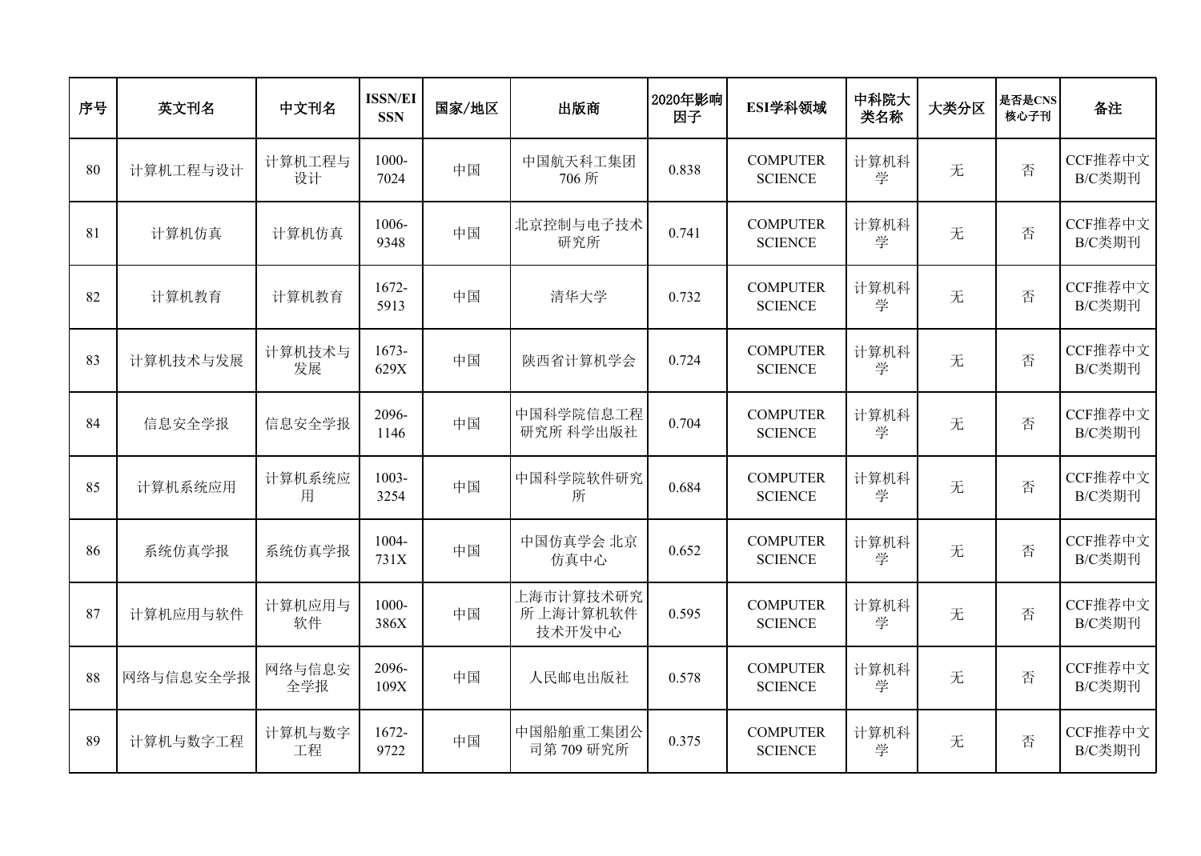| 序号 | 英文刊名 | 中文刊名 | ISSN/EISSN | 国家/地区 | 出版商 | 2020年影响因子 | ESI学科领域 | 中科院大类名称 | 大类分区 | 是否是CNS核心子刊 | 备注 |
| --- | --- | --- | --- | --- | --- | --- | --- | --- | --- | --- | --- |
| 80 | 计算机工程与设计 | 计算机工程与设计 | 1000-7024 | 中国 | 中国航天科工集团706 所 | 0.838 | COMPUTER SCIENCE | 计算机科学 | 无 | 否 | CCF推荐中文B/C类期刊 |
| 81 | 计算机仿真 | 计算机仿真 | 1006-9348 | 中国 | 北京控制与电子技术研究所 | 0.741 | COMPUTER SCIENCE | 计算机科学 | 无 | 否 | CCF推荐中文B/C类期刊 |
| 82 | 计算机教育 | 计算机教育 | 1672-5913 | 中国 | 清华大学 | 0.732 | COMPUTER SCIENCE | 计算机科学 | 无 | 否 | CCF推荐中文B/C类期刊 |
| 83 | 计算机技术与发展 | 计算机技术与发展 | 1673-629X | 中国 | 陕西省计算机学会 | 0.724 | COMPUTER SCIENCE | 计算机科学 | 无 | 否 | CCF推荐中文B/C类期刊 |
| 84 | 信息安全学报 | 信息安全学报 | 2096-1146 | 中国 | 中国科学院信息工程研究所 科学出版社 | 0.704 | COMPUTER SCIENCE | 计算机科学 | 无 | 否 | CCF推荐中文B/C类期刊 |
| 85 | 计算机系统应用 | 计算机系统应用 | 1003-3254 | 中国 | 中国科学院软件研究所 | 0.684 | COMPUTER SCIENCE | 计算机科学 | 无 | 否 | CCF推荐中文B/C类期刊 |
| 86 | 系统仿真学报 | 系统仿真学报 | 1004-731X | 中国 | 中国仿真学会 北京仿真中心 | 0.652 | COMPUTER SCIENCE | 计算机科学 | 无 | 否 | CCF推荐中文B/C类期刊 |
| 87 | 计算机应用与软件 | 计算机应用与软件 | 1000-386X | 中国 | 上海市计算技术研究所 上海计算机软件技术开发中心 | 0.595 | COMPUTER SCIENCE | 计算机科学 | 无 | 否 | CCF推荐中文B/C类期刊 |
| 88 | 网络与信息安全学报 | 网络与信息安全学报 | 2096-109X | 中国 | 人民邮电出版社 | 0.578 | COMPUTER SCIENCE | 计算机科学 | 无 | 否 | CCF推荐中文B/C类期刊 |
| 89 | 计算机与数字工程 | 计算机与数字工程 | 1672-9722 | 中国 | 中国船舶重工集团公司第 709 研究所 | 0.375 | COMPUTER SCIENCE | 计算机科学 | 无 | 否 | CCF推荐中文B/C类期刊 |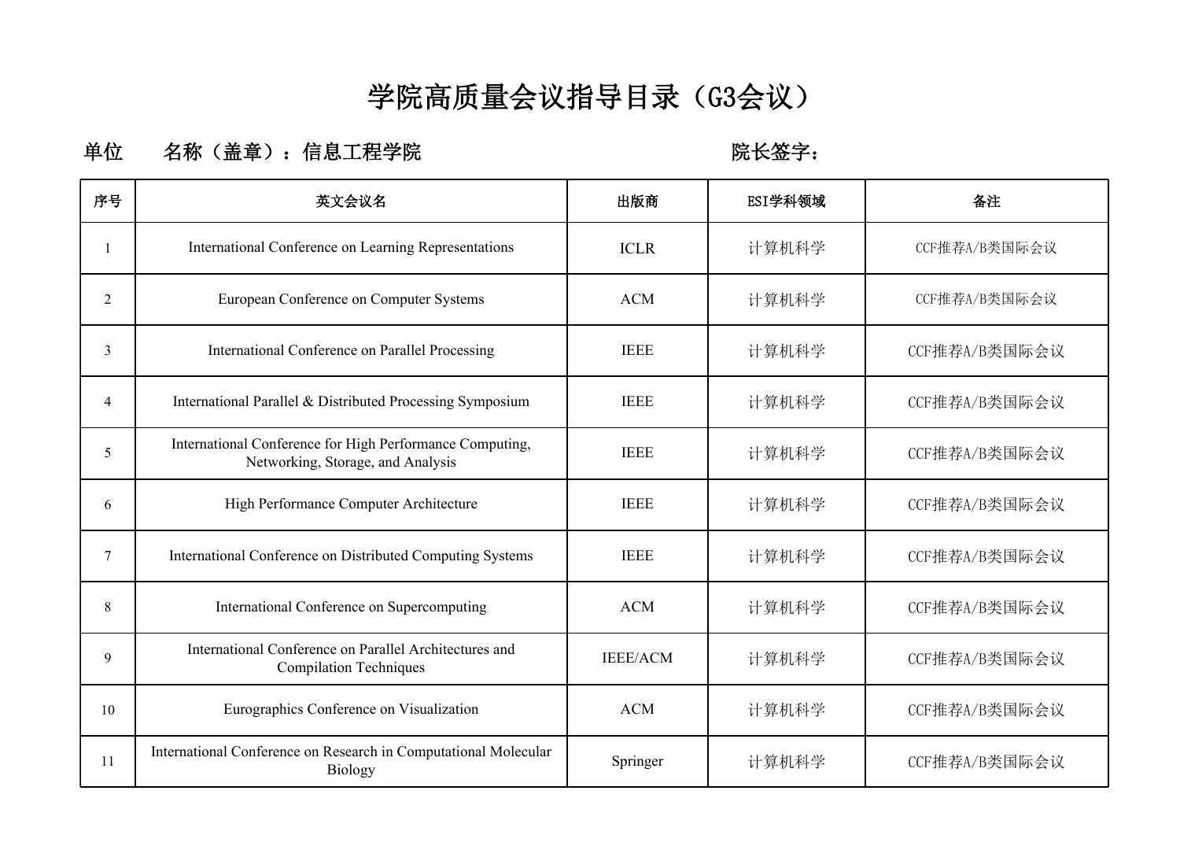# 学院高质量会议指导目录（G3会议）

**单位　　名称（盖章）：信息工程学院**　　　　　　　　　　　　　　　　**院长签字：**

| 序号 | 英文会议名 | 出版商 | ESI学科领域 | 备注 |
|---|---|---|---|---|
| 1 | International Conference on Learning Representations | ICLR | 计算机科学 | CCF推荐A/B类国际会议 |
| 2 | European Conference on Computer Systems | ACM | 计算机科学 | CCF推荐A/B类国际会议 |
| 3 | International Conference on Parallel Processing | IEEE | 计算机科学 | CCF推荐A/B类国际会议 |
| 4 | International Parallel & Distributed Processing Symposium | IEEE | 计算机科学 | CCF推荐A/B类国际会议 |
| 5 | International Conference for High Performance Computing, Networking, Storage, and Analysis | IEEE | 计算机科学 | CCF推荐A/B类国际会议 |
| 6 | High Performance Computer Architecture | IEEE | 计算机科学 | CCF推荐A/B类国际会议 |
| 7 | International Conference on Distributed Computing Systems | IEEE | 计算机科学 | CCF推荐A/B类国际会议 |
| 8 | International Conference on Supercomputing | ACM | 计算机科学 | CCF推荐A/B类国际会议 |
| 9 | International Conference on Parallel Architectures and Compilation Techniques | IEEE/ACM | 计算机科学 | CCF推荐A/B类国际会议 |
| 10 | Eurographics Conference on Visualization | ACM | 计算机科学 | CCF推荐A/B类国际会议 |
| 11 | International Conference on Research in Computational Molecular Biology | Springer | 计算机科学 | CCF推荐A/B类国际会议 |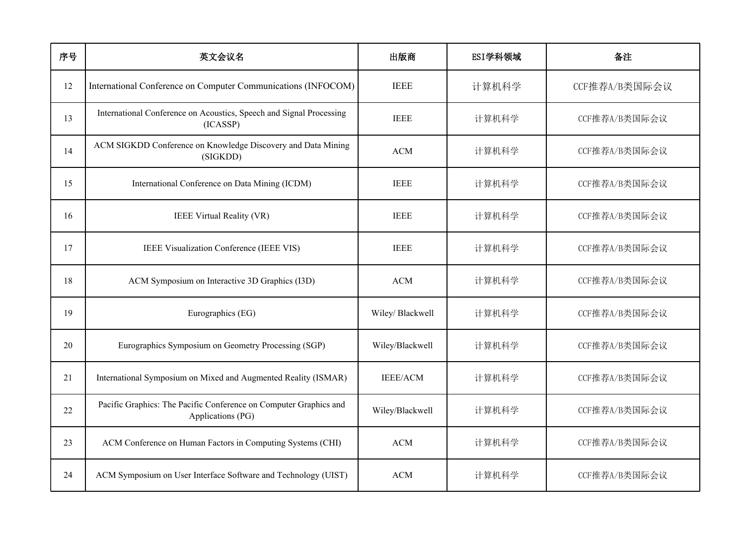| 序号 | 英文会议名 | 出版商 | ESI学科领域 | 备注 |
| --- | --- | --- | --- | --- |
| 12 | International Conference on Computer Communications (INFOCOM) | IEEE | 计算机科学 | CCF推荐A/B类国际会议 |
| 13 | International Conference on Acoustics, Speech and Signal Processing (ICASSP) | IEEE | 计算机科学 | CCF推荐A/B类国际会议 |
| 14 | ACM SIGKDD Conference on Knowledge Discovery and Data Mining (SIGKDD) | ACM | 计算机科学 | CCF推荐A/B类国际会议 |
| 15 | International Conference on Data Mining (ICDM) | IEEE | 计算机科学 | CCF推荐A/B类国际会议 |
| 16 | IEEE Virtual Reality (VR) | IEEE | 计算机科学 | CCF推荐A/B类国际会议 |
| 17 | IEEE Visualization Conference (IEEE VIS) | IEEE | 计算机科学 | CCF推荐A/B类国际会议 |
| 18 | ACM Symposium on Interactive 3D Graphics (I3D) | ACM | 计算机科学 | CCF推荐A/B类国际会议 |
| 19 | Eurographics (EG) | Wiley/ Blackwell | 计算机科学 | CCF推荐A/B类国际会议 |
| 20 | Eurographics Symposium on Geometry Processing (SGP) | Wiley/Blackwell | 计算机科学 | CCF推荐A/B类国际会议 |
| 21 | International Symposium on Mixed and Augmented Reality (ISMAR) | IEEE/ACM | 计算机科学 | CCF推荐A/B类国际会议 |
| 22 | Pacific Graphics: The Pacific Conference on Computer Graphics and Applications (PG) | Wiley/Blackwell | 计算机科学 | CCF推荐A/B类国际会议 |
| 23 | ACM Conference on Human Factors in Computing Systems (CHI) | ACM | 计算机科学 | CCF推荐A/B类国际会议 |
| 24 | ACM Symposium on User Interface Software and Technology (UIST) | ACM | 计算机科学 | CCF推荐A/B类国际会议 |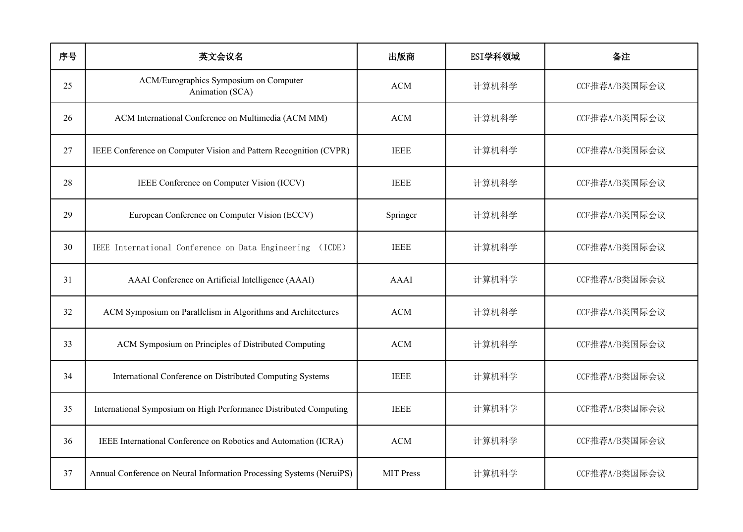| 序号 | 英文会议名 | 出版商 | ESI学科领域 | 备注 |
| --- | --- | --- | --- | --- |
| 25 | ACM/Eurographics Symposium on Computer Animation (SCA) | ACM | 计算机科学 | CCF推荐A/B类国际会议 |
| 26 | ACM International Conference on Multimedia (ACM MM) | ACM | 计算机科学 | CCF推荐A/B类国际会议 |
| 27 | IEEE Conference on Computer Vision and Pattern Recognition (CVPR) | IEEE | 计算机科学 | CCF推荐A/B类国际会议 |
| 28 | IEEE Conference on Computer Vision (ICCV) | IEEE | 计算机科学 | CCF推荐A/B类国际会议 |
| 29 | European Conference on Computer Vision (ECCV) | Springer | 计算机科学 | CCF推荐A/B类国际会议 |
| 30 | IEEE International Conference on Data Engineering （ICDE） | IEEE | 计算机科学 | CCF推荐A/B类国际会议 |
| 31 | AAAI Conference on Artificial Intelligence (AAAI) | AAAI | 计算机科学 | CCF推荐A/B类国际会议 |
| 32 | ACM Symposium on Parallelism in Algorithms and Architectures | ACM | 计算机科学 | CCF推荐A/B类国际会议 |
| 33 | ACM Symposium on Principles of Distributed Computing | ACM | 计算机科学 | CCF推荐A/B类国际会议 |
| 34 | International Conference on Distributed Computing Systems | IEEE | 计算机科学 | CCF推荐A/B类国际会议 |
| 35 | International Symposium on High Performance Distributed Computing | IEEE | 计算机科学 | CCF推荐A/B类国际会议 |
| 36 | IEEE International Conference on Robotics and Automation (ICRA) | ACM | 计算机科学 | CCF推荐A/B类国际会议 |
| 37 | Annual Conference on Neural Information Processing Systems (NeruiPS) | MIT Press | 计算机科学 | CCF推荐A/B类国际会议 |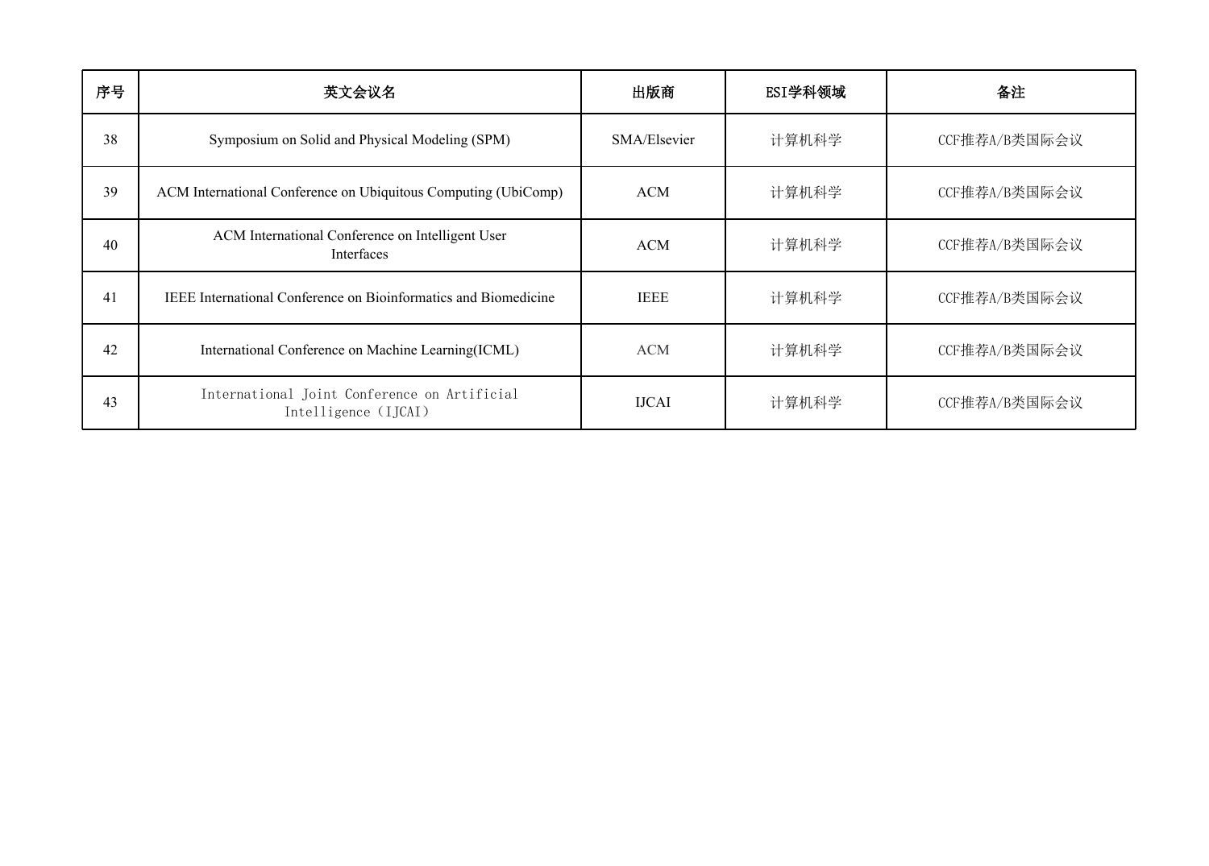| 序号 | 英文会议名 | 出版商 | ESI学科领域 | 备注 |
| --- | --- | --- | --- | --- |
| 38 | Symposium on Solid and Physical Modeling (SPM) | SMA/Elsevier | 计算机科学 | CCF推荐A/B类国际会议 |
| 39 | ACM International Conference on Ubiquitous Computing (UbiComp) | ACM | 计算机科学 | CCF推荐A/B类国际会议 |
| 40 | ACM International Conference on Intelligent User Interfaces | ACM | 计算机科学 | CCF推荐A/B类国际会议 |
| 41 | IEEE International Conference on Bioinformatics and Biomedicine | IEEE | 计算机科学 | CCF推荐A/B类国际会议 |
| 42 | International Conference on Machine Learning(ICML) | ACM | 计算机科学 | CCF推荐A/B类国际会议 |
| 43 | International Joint Conference on Artificial Intelligence（IJCAI） | IJCAI | 计算机科学 | CCF推荐A/B类国际会议 |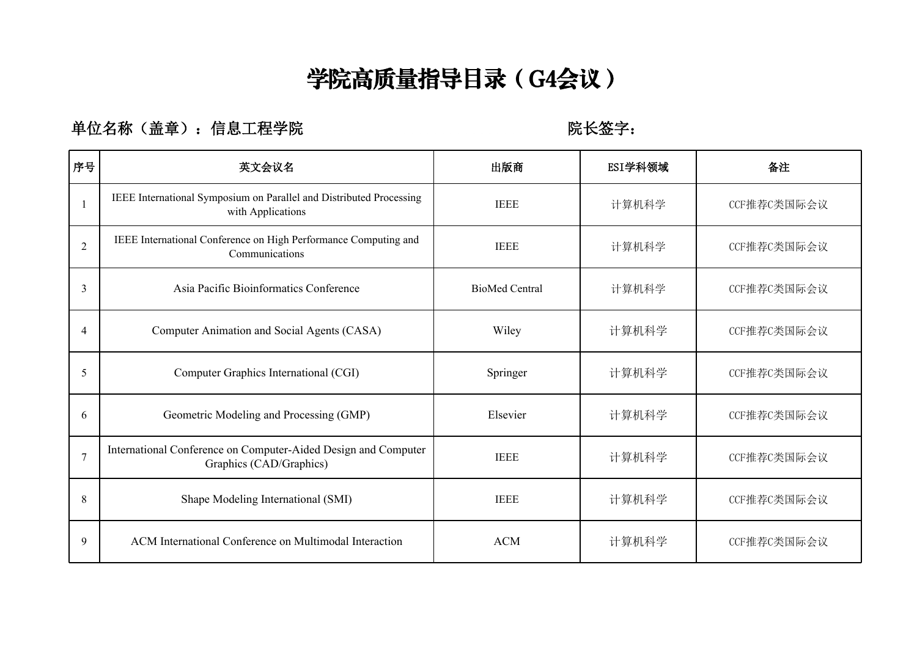# 学院高质量指导目录（G4会议）

**单位名称（盖章）：信息工程学院　　　　　　　　　　　　　　　　院长签字：**

| 序号 | 英文会议名 | 出版商 | ESI学科领域 | 备注 |
|---|---|---|---|---|
| 1 | IEEE International Symposium on Parallel and Distributed Processing with Applications | IEEE | 计算机科学 | CCF推荐C类国际会议 |
| 2 | IEEE International Conference on High Performance Computing and Communications | IEEE | 计算机科学 | CCF推荐C类国际会议 |
| 3 | Asia Pacific Bioinformatics Conference | BioMed Central | 计算机科学 | CCF推荐C类国际会议 |
| 4 | Computer Animation and Social Agents (CASA) | Wiley | 计算机科学 | CCF推荐C类国际会议 |
| 5 | Computer Graphics International (CGI) | Springer | 计算机科学 | CCF推荐C类国际会议 |
| 6 | Geometric Modeling and Processing (GMP) | Elsevier | 计算机科学 | CCF推荐C类国际会议 |
| 7 | International Conference on Computer-Aided Design and Computer Graphics (CAD/Graphics) | IEEE | 计算机科学 | CCF推荐C类国际会议 |
| 8 | Shape Modeling International (SMI) | IEEE | 计算机科学 | CCF推荐C类国际会议 |
| 9 | ACM International Conference on Multimodal Interaction | ACM | 计算机科学 | CCF推荐C类国际会议 |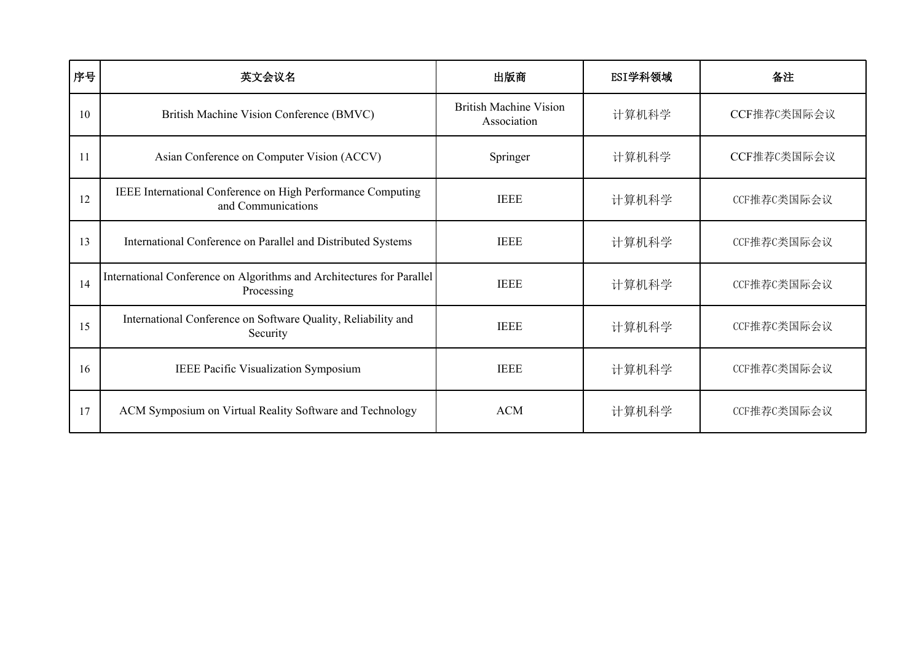| 序号 | 英文会议名 | 出版商 | ESI学科领域 | 备注 |
|---|---|---|---|---|
| 10 | British Machine Vision Conference (BMVC) | British Machine Vision Association | 计算机科学 | CCF推荐C类国际会议 |
| 11 | Asian Conference on Computer Vision (ACCV) | Springer | 计算机科学 | CCF推荐C类国际会议 |
| 12 | IEEE International Conference on High Performance Computing and Communications | IEEE | 计算机科学 | CCF推荐C类国际会议 |
| 13 | International Conference on Parallel and Distributed Systems | IEEE | 计算机科学 | CCF推荐C类国际会议 |
| 14 | International Conference on Algorithms and Architectures for Parallel Processing | IEEE | 计算机科学 | CCF推荐C类国际会议 |
| 15 | International Conference on Software Quality, Reliability and Security | IEEE | 计算机科学 | CCF推荐C类国际会议 |
| 16 | IEEE Pacific Visualization Symposium | IEEE | 计算机科学 | CCF推荐C类国际会议 |
| 17 | ACM Symposium on Virtual Reality Software and Technology | ACM | 计算机科学 | CCF推荐C类国际会议 |